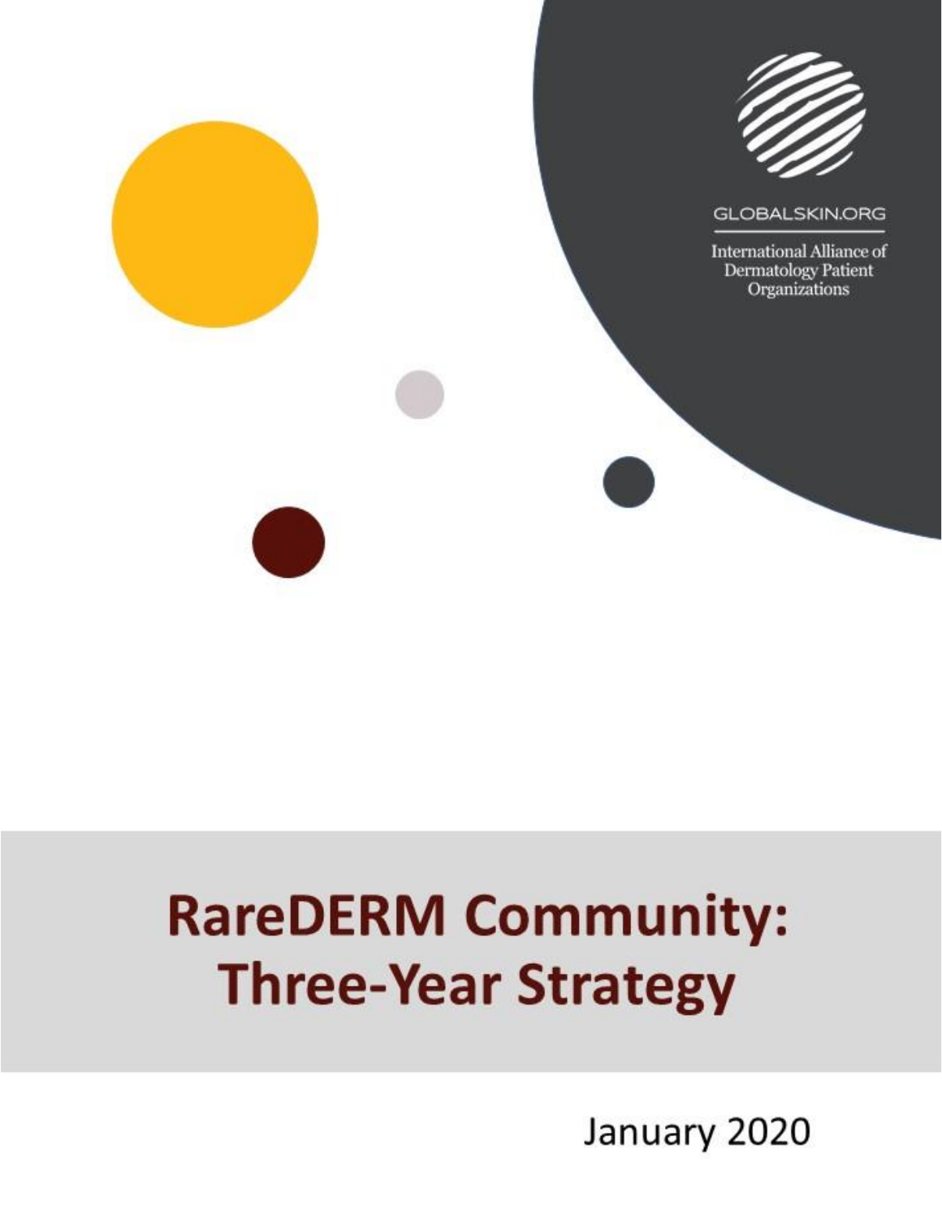GLOBALSKIN.ORG

International Alliance of Dermatology Patient Organizations

# RareDERM Community: Three-Year Strategy

January 2020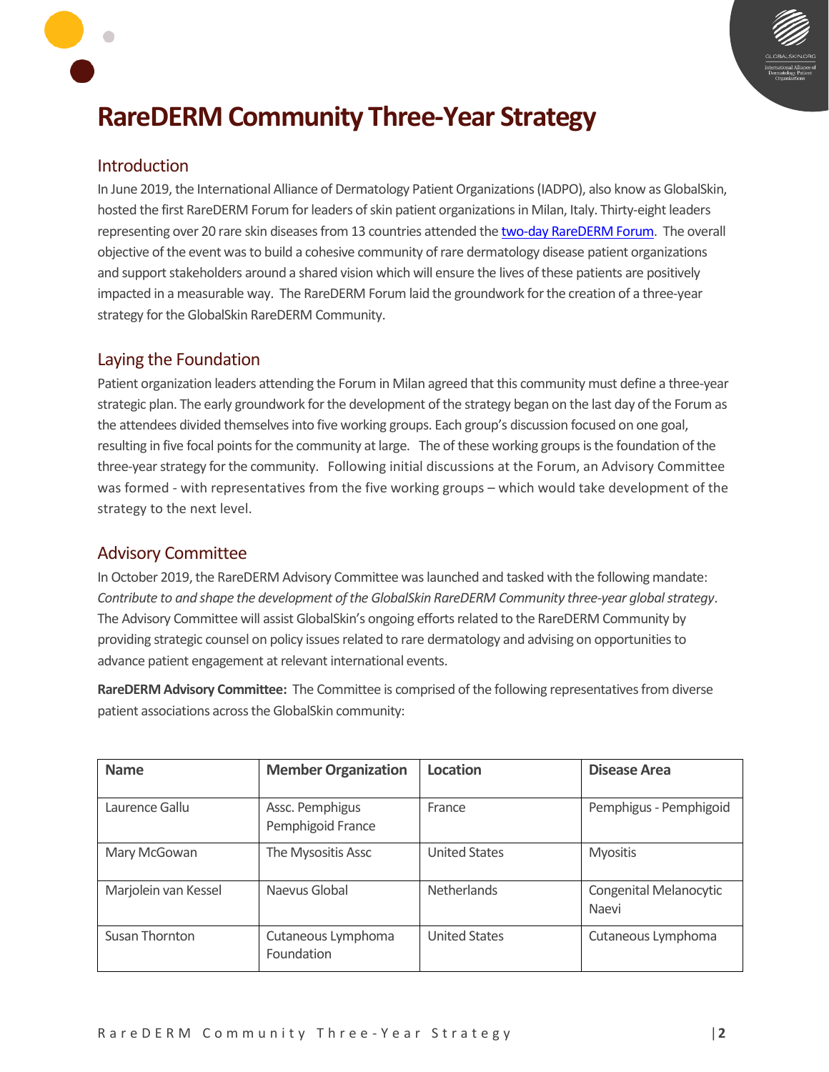# RareDERM Community Three-Year Strategy

## Introduction

In June 2019, the International Alliance of Dermatology Patient Organizations (IADPO), also know as GlobalSkin, hosted the first RareDERM Forum for leaders of skin patient organizations in Milan, Italy. Thirty-eight leaders representing over 20 rare skin diseases from 13 countries attended the two-day RareDERM Forum. The overall objective of the event was to build a cohesive community of rare dermatology disease patient organizations and support stakeholders around a shared vision which will ensure the lives of these patients are positively impacted in a measurable way. The RareDERM Forum laid the groundwork for the creation of a three-year strategy for the GlobalSkin RareDERM Community.

## Laying the Foundation

Patient organization leaders attending the Forum in Milan agreed that this community must define a three-year strategic plan. The early groundwork for the development of the strategy began on the last day of the Forum as the attendees divided themselves into five working groups. Each group's discussion focused on one goal, resulting in five focal points for the community at large. The of these working groups is the foundation of the three-year strategy for the community. Following initial discussions at the Forum, an Advisory Committee was formed - with representatives from the five working groups – which would take development of the strategy to the next level.

## Advisory Committee

In October 2019, the RareDERM Advisory Committee was launched and tasked with the following mandate: *Contribute to and shape the development of the GlobalSkin RareDERM Community three-year global strategy*. The Advisory Committee will assist GlobalSkin's ongoing efforts related to the RareDERM Community by providing strategic counsel on policy issues related to rare dermatology and advising on opportunities to advance patient engagement at relevant international events.

**RareDERM Advisory Committee:** The Committee is comprised of the following representatives from diverse patient associations across the GlobalSkin community:

| Name | Member Organization | Location | Disease Area |
|---|---|---|---|
| Laurence Gallu | Assc. Pemphigus Pemphigoid France | France | Pemphigus - Pemphigoid |
| Mary McGowan | The Mysositis Assc | United States | Myositis |
| Marjolein van Kessel | Naevus Global | Netherlands | Congenital Melanocytic Naevi |
| Susan Thornton | Cutaneous Lymphoma Foundation | United States | Cutaneous Lymphoma |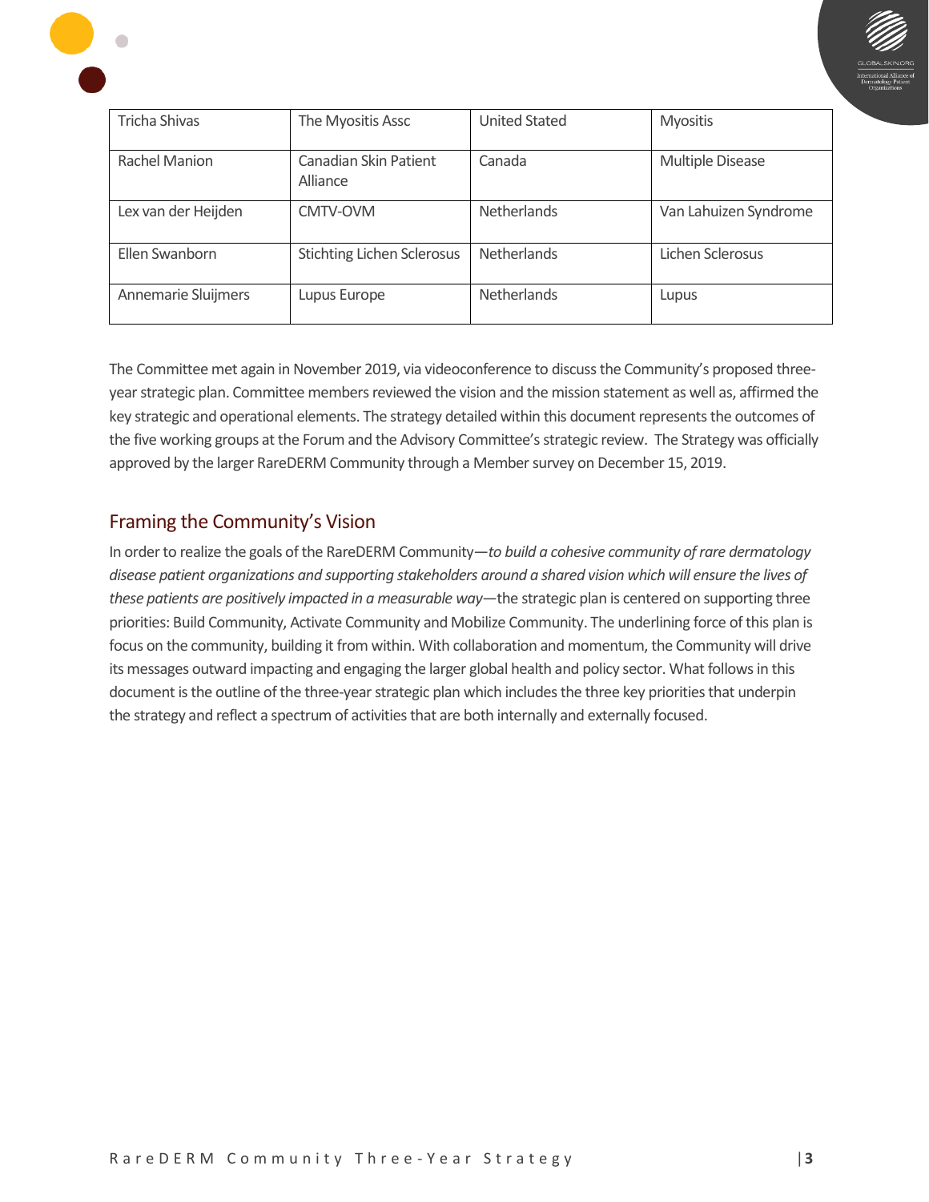| Tricha Shivas | The Myositis Assc | United Stated | Myositis |
|---|---|---|---|
| Rachel Manion | Canadian Skin Patient Alliance | Canada | Multiple Disease |
| Lex van der Heijden | CMTV-OVM | Netherlands | Van Lahuizen Syndrome |
| Ellen Swanborn | Stichting Lichen Sclerosus | Netherlands | Lichen Sclerosus |
| Annemarie Sluijmers | Lupus Europe | Netherlands | Lupus |

The Committee met again in November 2019, via videoconference to discuss the Community's proposed three-year strategic plan. Committee members reviewed the vision and the mission statement as well as, affirmed the key strategic and operational elements. The strategy detailed within this document represents the outcomes of the five working groups at the Forum and the Advisory Committee's strategic review. The Strategy was officially approved by the larger RareDERM Community through a Member survey on December 15, 2019.

## Framing the Community's Vision

In order to realize the goals of the RareDERM Community—*to build a cohesive community of rare dermatology disease patient organizations and supporting stakeholders around a shared vision which will ensure the lives of these patients are positively impacted in a measurable way*—the strategic plan is centered on supporting three priorities: Build Community, Activate Community and Mobilize Community. The underlining force of this plan is focus on the community, building it from within. With collaboration and momentum, the Community will drive its messages outward impacting and engaging the larger global health and policy sector. What follows in this document is the outline of the three-year strategic plan which includes the three key priorities that underpin the strategy and reflect a spectrum of activities that are both internally and externally focused.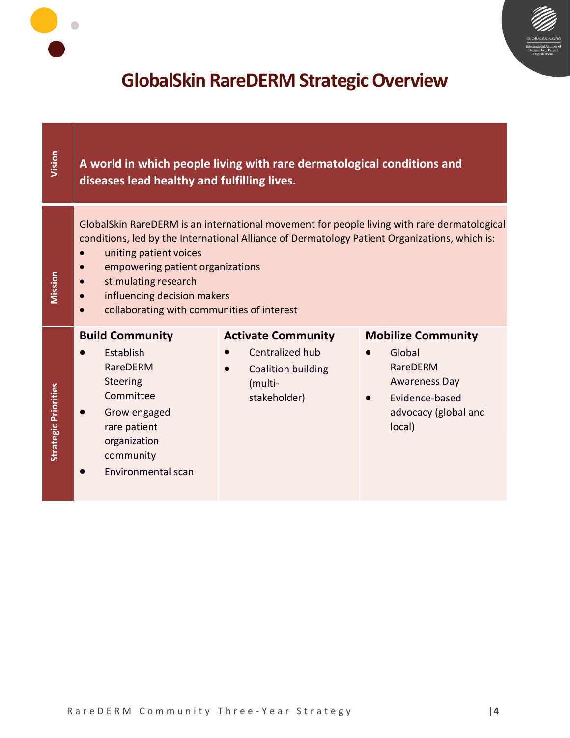# GlobalSkin RareDERM Strategic Overview

| | | | |
|---|---|---|---|
| **Vision** | **A world in which people living with rare dermatological conditions and diseases lead healthy and fulfilling lives.** | | |
| **Mission** | GlobalSkin RareDERM is an international movement for people living with rare dermatological conditions, led by the International Alliance of Dermatology Patient Organizations, which is:<br>• uniting patient voices<br>• empowering patient organizations<br>• stimulating research<br>• influencing decision makers<br>• collaborating with communities of interest | | |
| **Strategic Priorities** | **Build Community**<br>• Establish RareDERM Steering Committee<br>• Grow engaged rare patient organization community<br>• Environmental scan | **Activate Community**<br>• Centralized hub<br>• Coalition building (multi-stakeholder) | **Mobilize Community**<br>• Global RareDERM Awareness Day<br>• Evidence-based advocacy (global and local) |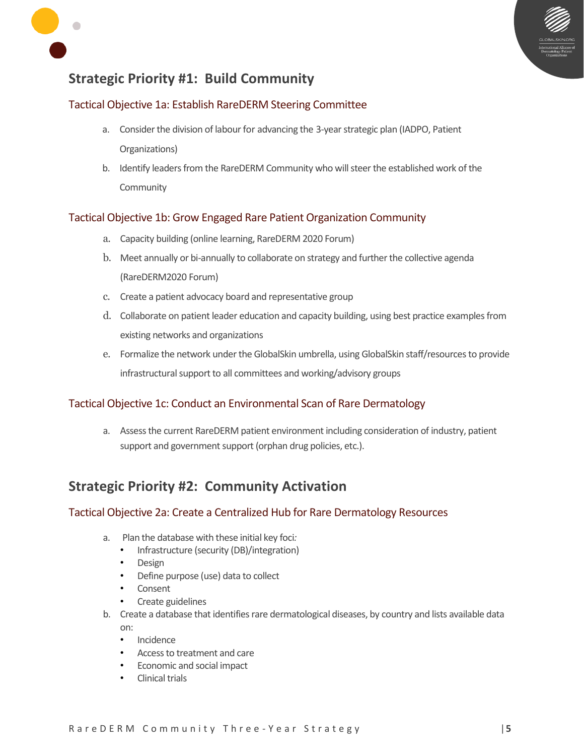## Strategic Priority #1: Build Community

### Tactical Objective 1a: Establish RareDERM Steering Committee

a. Consider the division of labour for advancing the 3-year strategic plan (IADPO, Patient Organizations)
b. Identify leaders from the RareDERM Community who will steer the established work of the Community

### Tactical Objective 1b: Grow Engaged Rare Patient Organization Community

a. Capacity building (online learning, RareDERM 2020 Forum)
b. Meet annually or bi-annually to collaborate on strategy and further the collective agenda (RareDERM2020 Forum)
c. Create a patient advocacy board and representative group
d. Collaborate on patient leader education and capacity building, using best practice examples from existing networks and organizations
e. Formalize the network under the GlobalSkin umbrella, using GlobalSkin staff/resources to provide infrastructural support to all committees and working/advisory groups

### Tactical Objective 1c: Conduct an Environmental Scan of Rare Dermatology

a. Assess the current RareDERM patient environment including consideration of industry, patient support and government support (orphan drug policies, etc.).

## Strategic Priority #2: Community Activation

### Tactical Objective 2a: Create a Centralized Hub for Rare Dermatology Resources

a. Plan the database with these initial key foci:
   - Infrastructure (security (DB)/integration)
   - Design
   - Define purpose (use) data to collect
   - Consent
   - Create guidelines
b. Create a database that identifies rare dermatological diseases, by country and lists available data on:
   - Incidence
   - Access to treatment and care
   - Economic and social impact
   - Clinical trials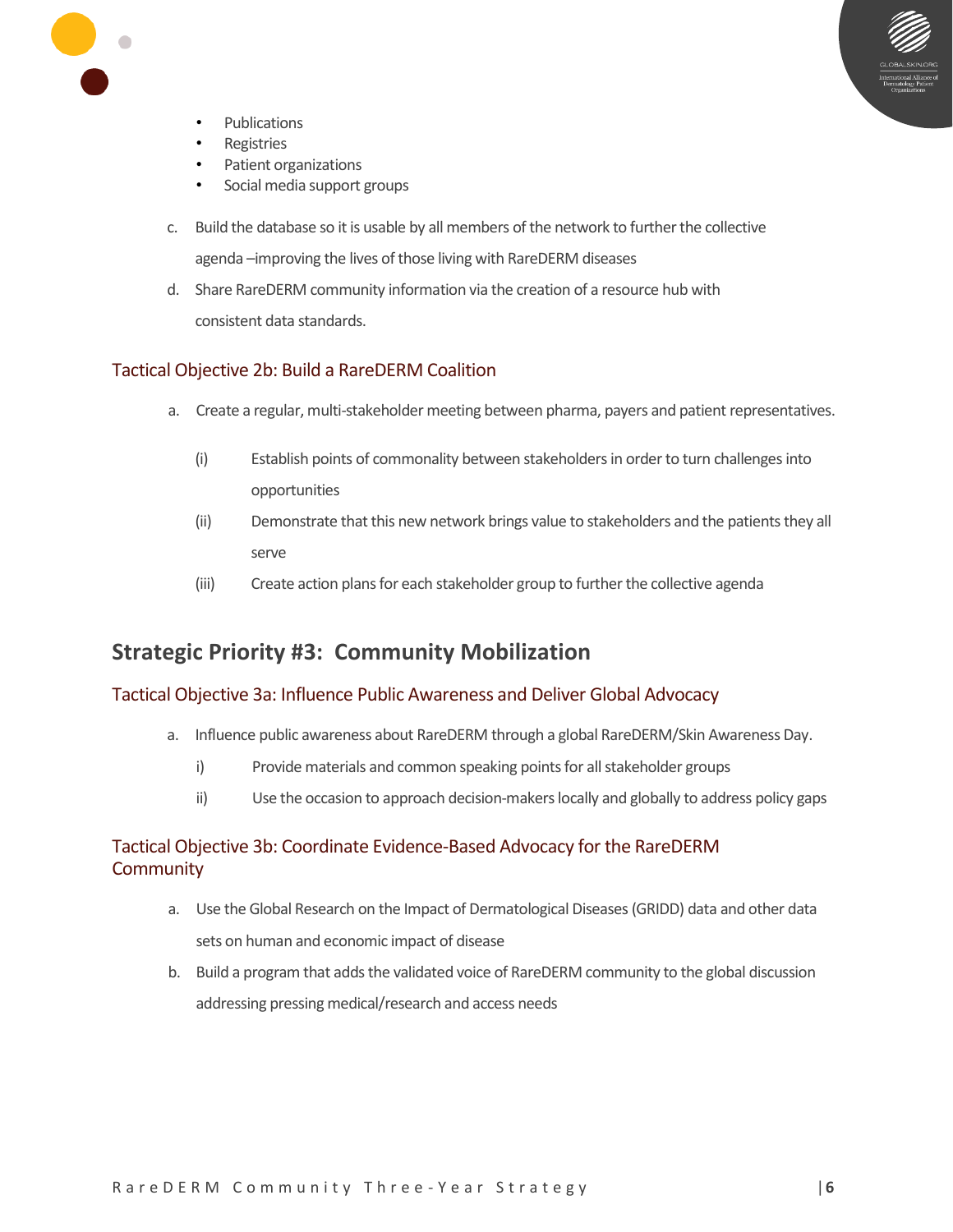- Publications
- Registries
- Patient organizations
- Social media support groups

c. Build the database so it is usable by all members of the network to further the collective agenda –improving the lives of those living with RareDERM diseases

d. Share RareDERM community information via the creation of a resource hub with consistent data standards.

### Tactical Objective 2b: Build a RareDERM Coalition

a. Create a regular, multi-stakeholder meeting between pharma, payers and patient representatives.

  (i) Establish points of commonality between stakeholders in order to turn challenges into opportunities

  (ii) Demonstrate that this new network brings value to stakeholders and the patients they all serve

  (iii) Create action plans for each stakeholder group to further the collective agenda

## Strategic Priority #3: Community Mobilization

### Tactical Objective 3a: Influence Public Awareness and Deliver Global Advocacy

a. Influence public awareness about RareDERM through a global RareDERM/Skin Awareness Day.

  i) Provide materials and common speaking points for all stakeholder groups

  ii) Use the occasion to approach decision-makers locally and globally to address policy gaps

### Tactical Objective 3b: Coordinate Evidence-Based Advocacy for the RareDERM Community

a. Use the Global Research on the Impact of Dermatological Diseases (GRIDD) data and other data sets on human and economic impact of disease

b. Build a program that adds the validated voice of RareDERM community to the global discussion addressing pressing medical/research and access needs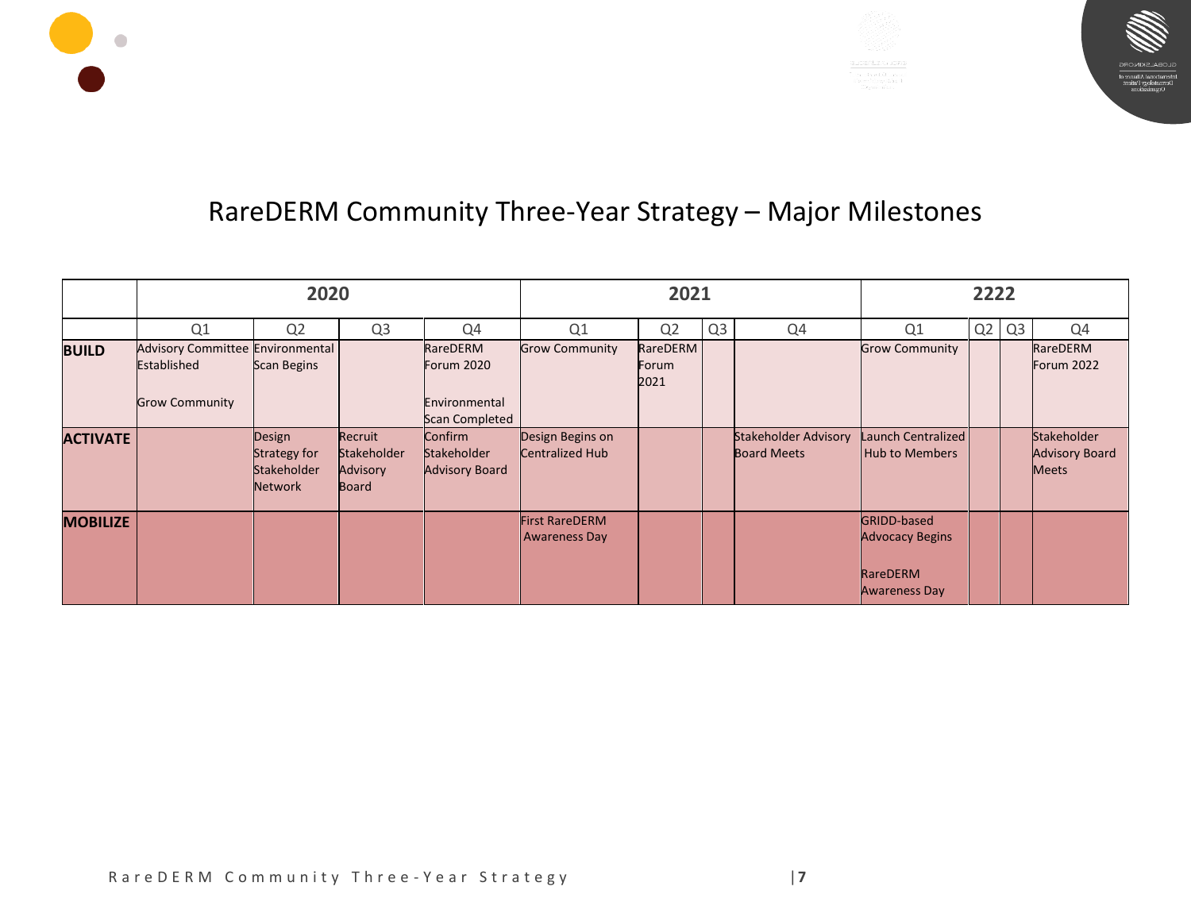# RareDERM Community Three-Year Strategy – Major Milestones

| | 2020 | | | | 2021 | | | | 2222 | | | |
|---|---|---|---|---|---|---|---|---|---|---|---|---|
| | Q1 | Q2 | Q3 | Q4 | Q1 | Q2 | Q3 | Q4 | Q1 | Q2 | Q3 | Q4 |
| **BUILD** | Advisory Committee Established<br><br>Grow Community | Environmental Scan Begins | | RareDERM Forum 2020<br><br>Environmental Scan Completed | Grow Community | RareDERM Forum 2021 | | | Grow Community | | | RareDERM Forum 2022 |
| **ACTIVATE** | | Design Strategy for Stakeholder Network | Recruit Stakeholder Advisory Board | Confirm Stakeholder Advisory Board | Design Begins on Centralized Hub | | | Stakeholder Advisory Board Meets | Launch Centralized Hub to Members | | | Stakeholder Advisory Board Meets |
| **MOBILIZE** | | | | | First RareDERM Awareness Day | | | | GRIDD-based Advocacy Begins<br><br>RareDERM Awareness Day | | | |